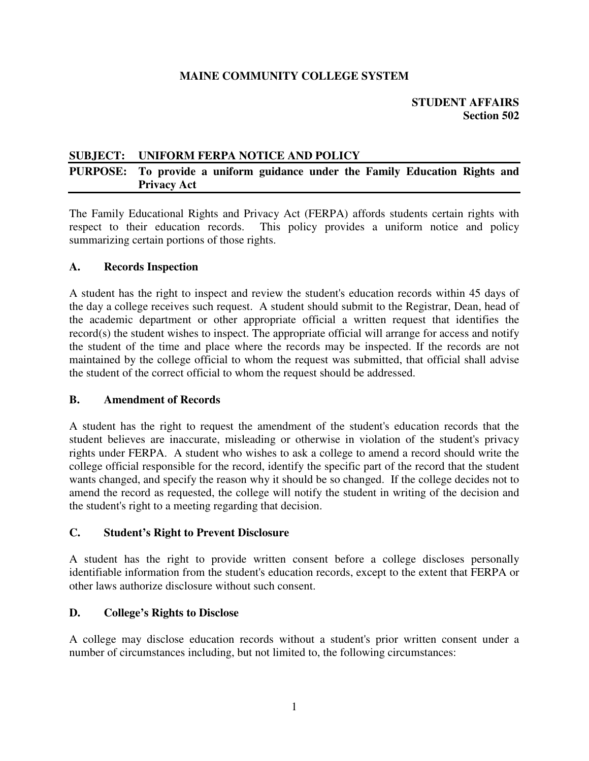**MAINE COMMUNITY COLLEGE SYSTEM**

**STUDENT AFFAIRS**
**Section 502**

**SUBJECT: UNIFORM FERPA NOTICE AND POLICY**

**PURPOSE: To provide a uniform guidance under the Family Education Rights and Privacy Act**

The Family Educational Rights and Privacy Act (FERPA) affords students certain rights with respect to their education records. This policy provides a uniform notice and policy summarizing certain portions of those rights.

## A. Records Inspection

A student has the right to inspect and review the student's education records within 45 days of the day a college receives such request. A student should submit to the Registrar, Dean, head of the academic department or other appropriate official a written request that identifies the record(s) the student wishes to inspect. The appropriate official will arrange for access and notify the student of the time and place where the records may be inspected. If the records are not maintained by the college official to whom the request was submitted, that official shall advise the student of the correct official to whom the request should be addressed.

## B. Amendment of Records

A student has the right to request the amendment of the student's education records that the student believes are inaccurate, misleading or otherwise in violation of the student's privacy rights under FERPA. A student who wishes to ask a college to amend a record should write the college official responsible for the record, identify the specific part of the record that the student wants changed, and specify the reason why it should be so changed. If the college decides not to amend the record as requested, the college will notify the student in writing of the decision and the student's right to a meeting regarding that decision.

## C. Student's Right to Prevent Disclosure

A student has the right to provide written consent before a college discloses personally identifiable information from the student's education records, except to the extent that FERPA or other laws authorize disclosure without such consent.

## D. College's Rights to Disclose

A college may disclose education records without a student's prior written consent under a number of circumstances including, but not limited to, the following circumstances: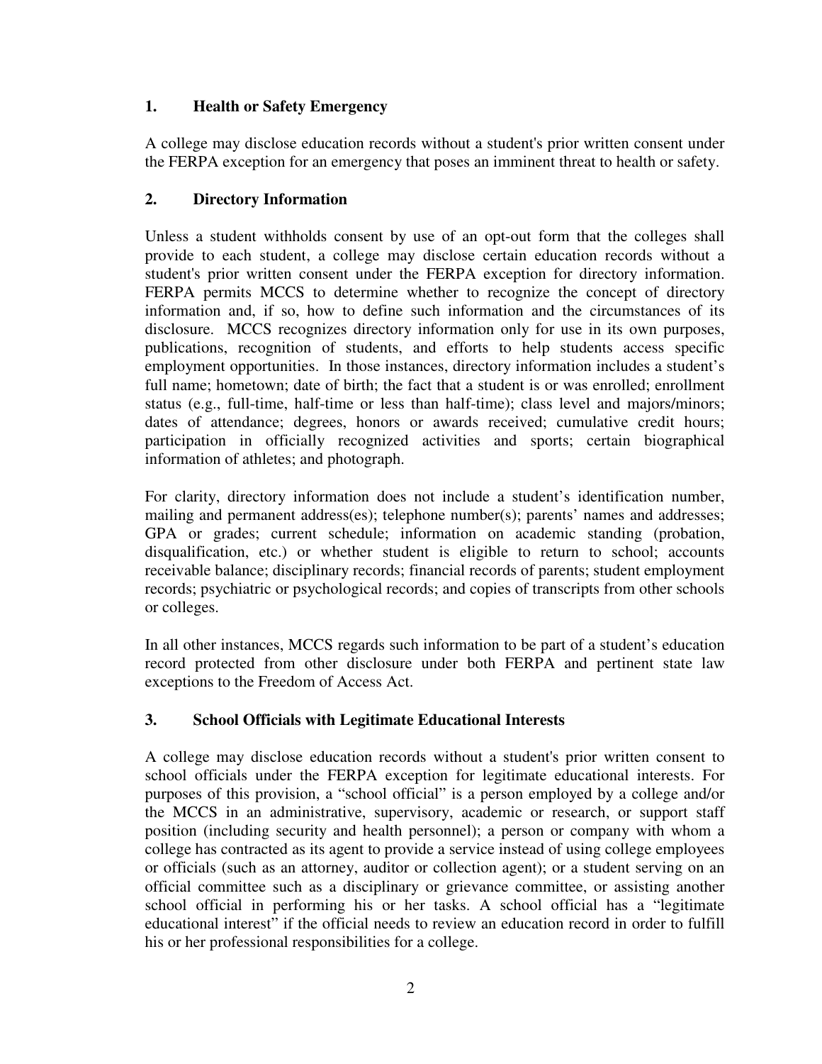### 1. Health or Safety Emergency

A college may disclose education records without a student's prior written consent under the FERPA exception for an emergency that poses an imminent threat to health or safety.

### 2. Directory Information

Unless a student withholds consent by use of an opt-out form that the colleges shall provide to each student, a college may disclose certain education records without a student's prior written consent under the FERPA exception for directory information. FERPA permits MCCS to determine whether to recognize the concept of directory information and, if so, how to define such information and the circumstances of its disclosure. MCCS recognizes directory information only for use in its own purposes, publications, recognition of students, and efforts to help students access specific employment opportunities. In those instances, directory information includes a student's full name; hometown; date of birth; the fact that a student is or was enrolled; enrollment status (e.g., full-time, half-time or less than half-time); class level and majors/minors; dates of attendance; degrees, honors or awards received; cumulative credit hours; participation in officially recognized activities and sports; certain biographical information of athletes; and photograph.

For clarity, directory information does not include a student's identification number, mailing and permanent address(es); telephone number(s); parents' names and addresses; GPA or grades; current schedule; information on academic standing (probation, disqualification, etc.) or whether student is eligible to return to school; accounts receivable balance; disciplinary records; financial records of parents; student employment records; psychiatric or psychological records; and copies of transcripts from other schools or colleges.

In all other instances, MCCS regards such information to be part of a student's education record protected from other disclosure under both FERPA and pertinent state law exceptions to the Freedom of Access Act.

### 3. School Officials with Legitimate Educational Interests

A college may disclose education records without a student's prior written consent to school officials under the FERPA exception for legitimate educational interests. For purposes of this provision, a "school official" is a person employed by a college and/or the MCCS in an administrative, supervisory, academic or research, or support staff position (including security and health personnel); a person or company with whom a college has contracted as its agent to provide a service instead of using college employees or officials (such as an attorney, auditor or collection agent); or a student serving on an official committee such as a disciplinary or grievance committee, or assisting another school official in performing his or her tasks. A school official has a "legitimate educational interest" if the official needs to review an education record in order to fulfill his or her professional responsibilities for a college.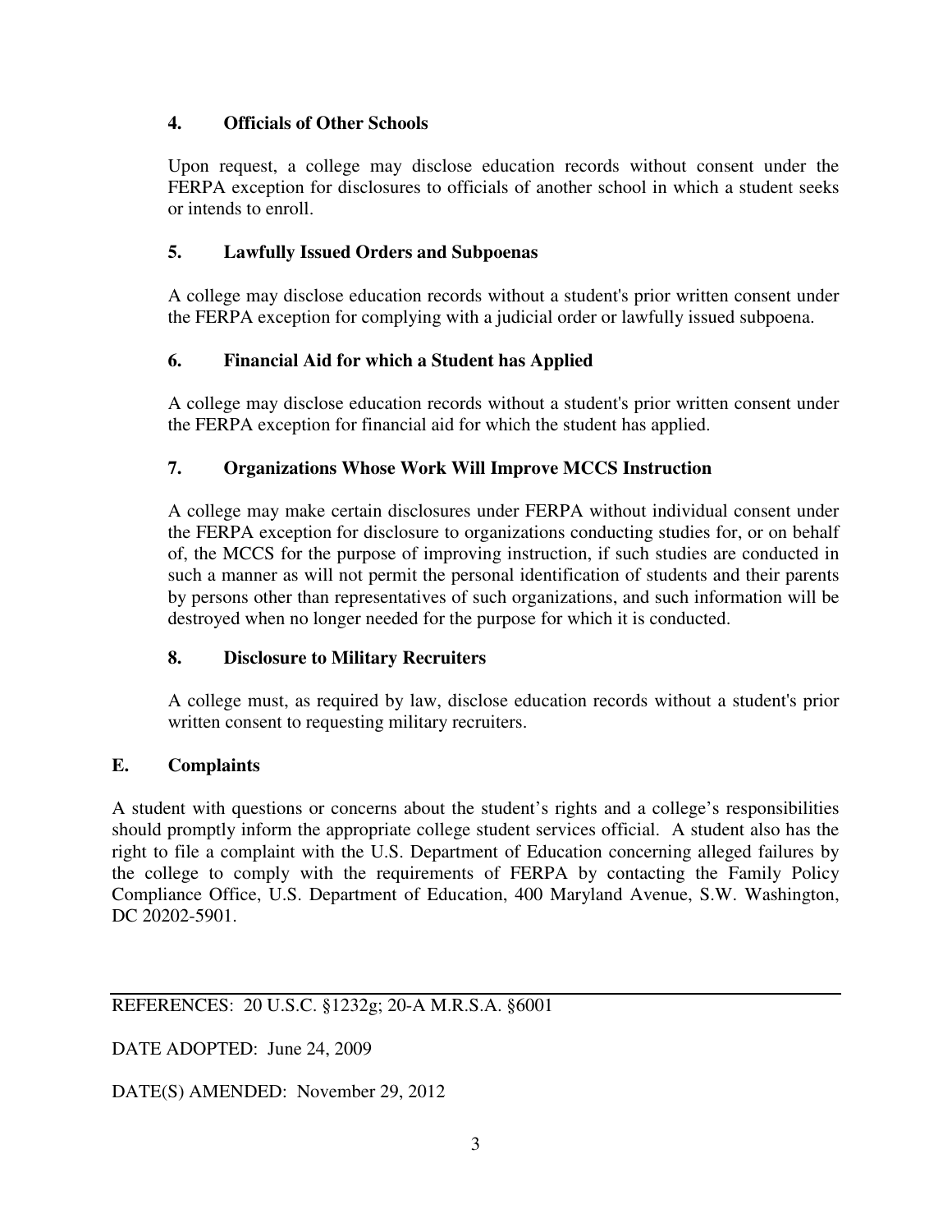### 4. Officials of Other Schools

Upon request, a college may disclose education records without consent under the FERPA exception for disclosures to officials of another school in which a student seeks or intends to enroll.

### 5. Lawfully Issued Orders and Subpoenas

A college may disclose education records without a student's prior written consent under the FERPA exception for complying with a judicial order or lawfully issued subpoena.

### 6. Financial Aid for which a Student has Applied

A college may disclose education records without a student's prior written consent under the FERPA exception for financial aid for which the student has applied.

### 7. Organizations Whose Work Will Improve MCCS Instruction

A college may make certain disclosures under FERPA without individual consent under the FERPA exception for disclosure to organizations conducting studies for, or on behalf of, the MCCS for the purpose of improving instruction, if such studies are conducted in such a manner as will not permit the personal identification of students and their parents by persons other than representatives of such organizations, and such information will be destroyed when no longer needed for the purpose for which it is conducted.

### 8. Disclosure to Military Recruiters

A college must, as required by law, disclose education records without a student's prior written consent to requesting military recruiters.

## E. Complaints

A student with questions or concerns about the student's rights and a college's responsibilities should promptly inform the appropriate college student services official. A student also has the right to file a complaint with the U.S. Department of Education concerning alleged failures by the college to comply with the requirements of FERPA by contacting the Family Policy Compliance Office, U.S. Department of Education, 400 Maryland Avenue, S.W. Washington, DC 20202-5901.

---

REFERENCES: 20 U.S.C. §1232g; 20-A M.R.S.A. §6001

DATE ADOPTED: June 24, 2009

DATE(S) AMENDED: November 29, 2012